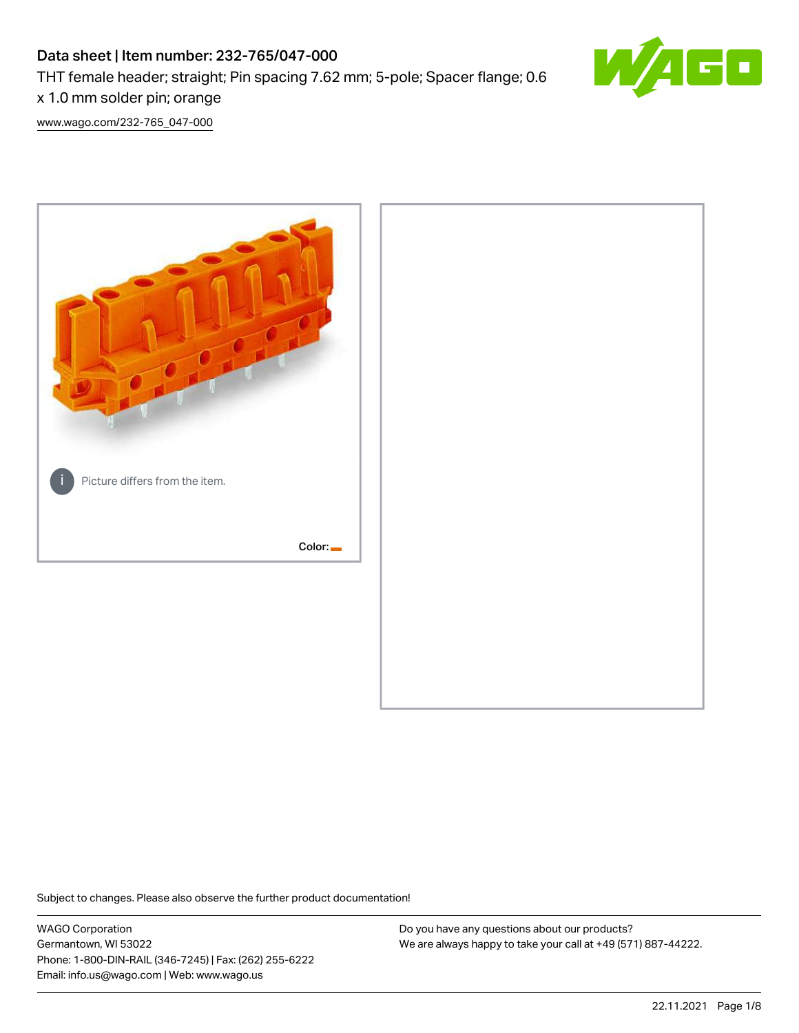# Data sheet | Item number: 232-765/047-000

THT female header; straight; Pin spacing 7.62 mm; 5-pole; Spacer flange; 0.6 x 1.0 mm solder pin; orange

[www.wago.com/232-765_047-000](www.wago.com/232-765_047-000)

Picture differs from the item.

Color:

Subject to changes. Please also observe the further product documentation!

WAGO Corporation
Germantown, WI 53022
Phone: 1-800-DIN-RAIL (346-7245) | Fax: (262) 255-6222
Email: info.us@wago.com | Web: www.wago.us

Do you have any questions about our products?
We are always happy to take your call at +49 (571) 887-44222.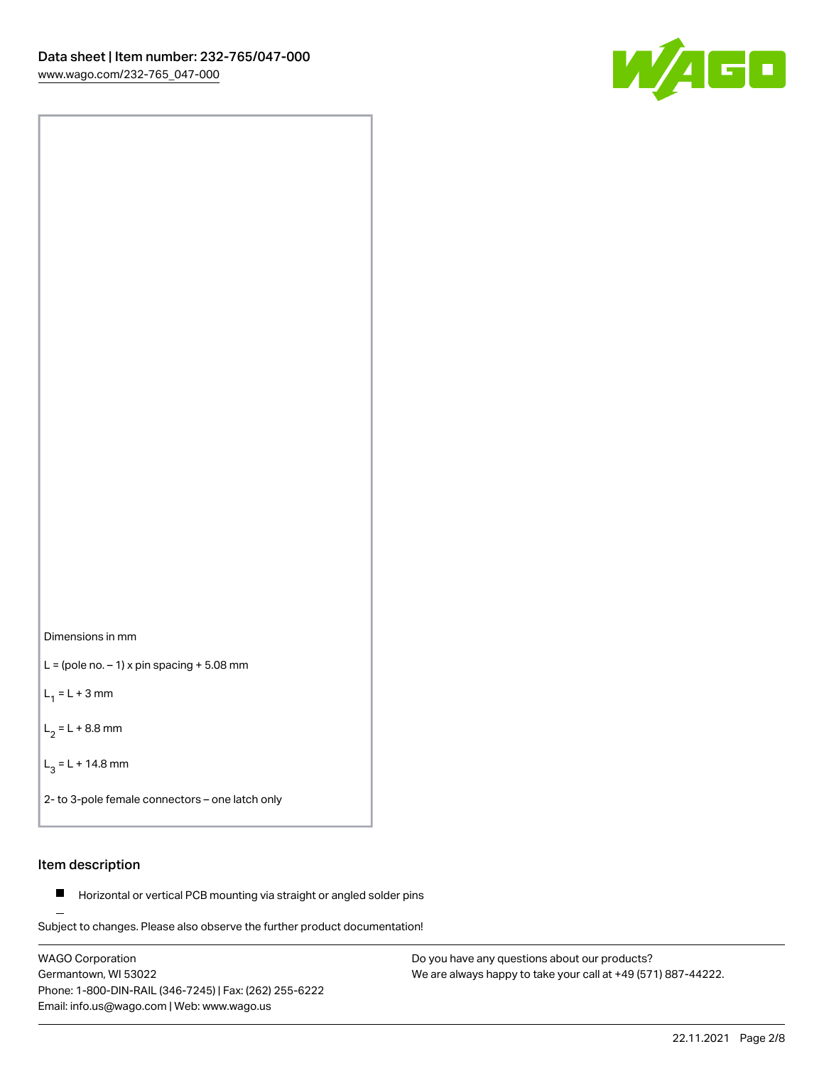Dimensions in mm

L = (pole no. – 1) x pin spacing + 5.08 mm

$L_1$ = L + 3 mm

$L_2$ = L + 8.8 mm

$L_3$ = L + 14.8 mm

2- to 3-pole female connectors – one latch only

## Item description

- Horizontal or vertical PCB mounting via straight or angled solder pins

Subject to changes. Please also observe the further product documentation!

WAGO Corporation
Germantown, WI 53022
Phone: 1-800-DIN-RAIL (346-7245) | Fax: (262) 255-6222
Email: info.us@wago.com | Web: www.wago.us

Do you have any questions about our products?
We are always happy to take your call at +49 (571) 887-44222.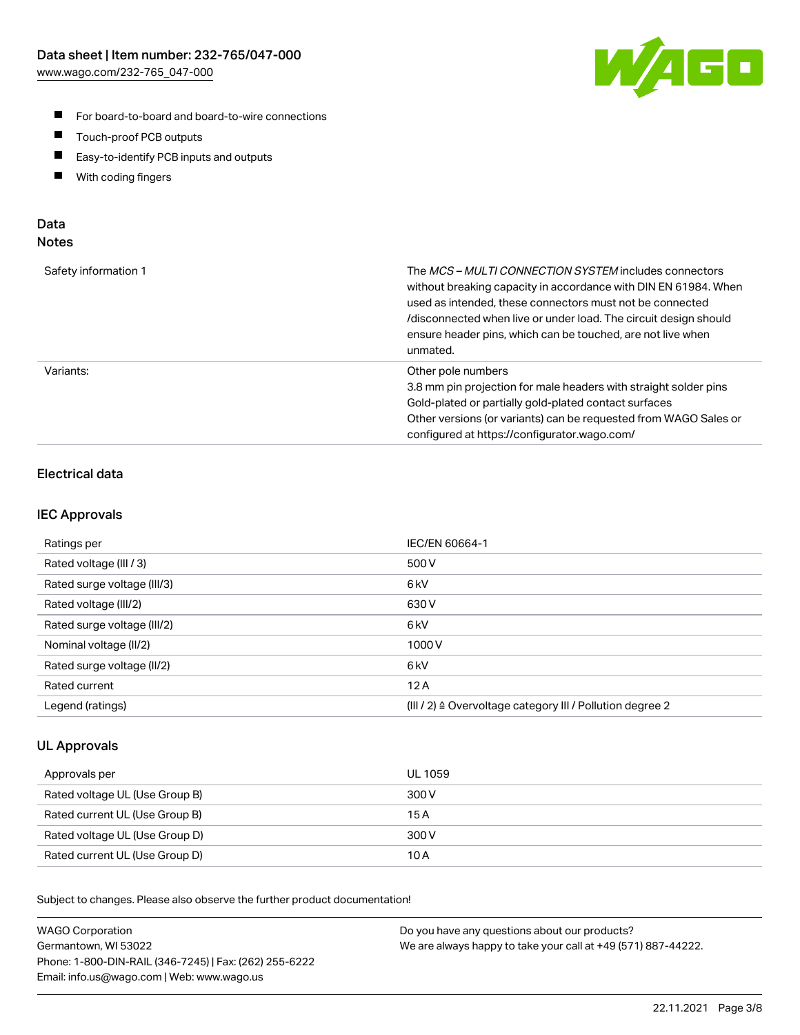- For board-to-board and board-to-wire connections
- Touch-proof PCB outputs
- Easy-to-identify PCB inputs and outputs
- With coding fingers

## Data
### Notes

| | |
|---|---|
| Safety information 1 | The *MCS – MULTI CONNECTION SYSTEM* includes connectors without breaking capacity in accordance with DIN EN 61984. When used as intended, these connectors must not be connected /disconnected when live or under load. The circuit design should ensure header pins, which can be touched, are not live when unmated. |
| Variants: | Other pole numbers<br>3.8 mm pin projection for male headers with straight solder pins<br>Gold-plated or partially gold-plated contact surfaces<br>Other versions (or variants) can be requested from WAGO Sales or configured at https://configurator.wago.com/ |

### Electrical data

### IEC Approvals

| | |
|---|---|
| Ratings per | IEC/EN 60664-1 |
| Rated voltage (III / 3) | 500 V |
| Rated surge voltage (III/3) | 6 kV |
| Rated voltage (III/2) | 630 V |
| Rated surge voltage (III/2) | 6 kV |
| Nominal voltage (II/2) | 1000 V |
| Rated surge voltage (II/2) | 6 kV |
| Rated current | 12 A |
| Legend (ratings) | (III / 2) ≙ Overvoltage category III / Pollution degree 2 |

### UL Approvals

| | |
|---|---|
| Approvals per | UL 1059 |
| Rated voltage UL (Use Group B) | 300 V |
| Rated current UL (Use Group B) | 15 A |
| Rated voltage UL (Use Group D) | 300 V |
| Rated current UL (Use Group D) | 10 A |

Subject to changes. Please also observe the further product documentation!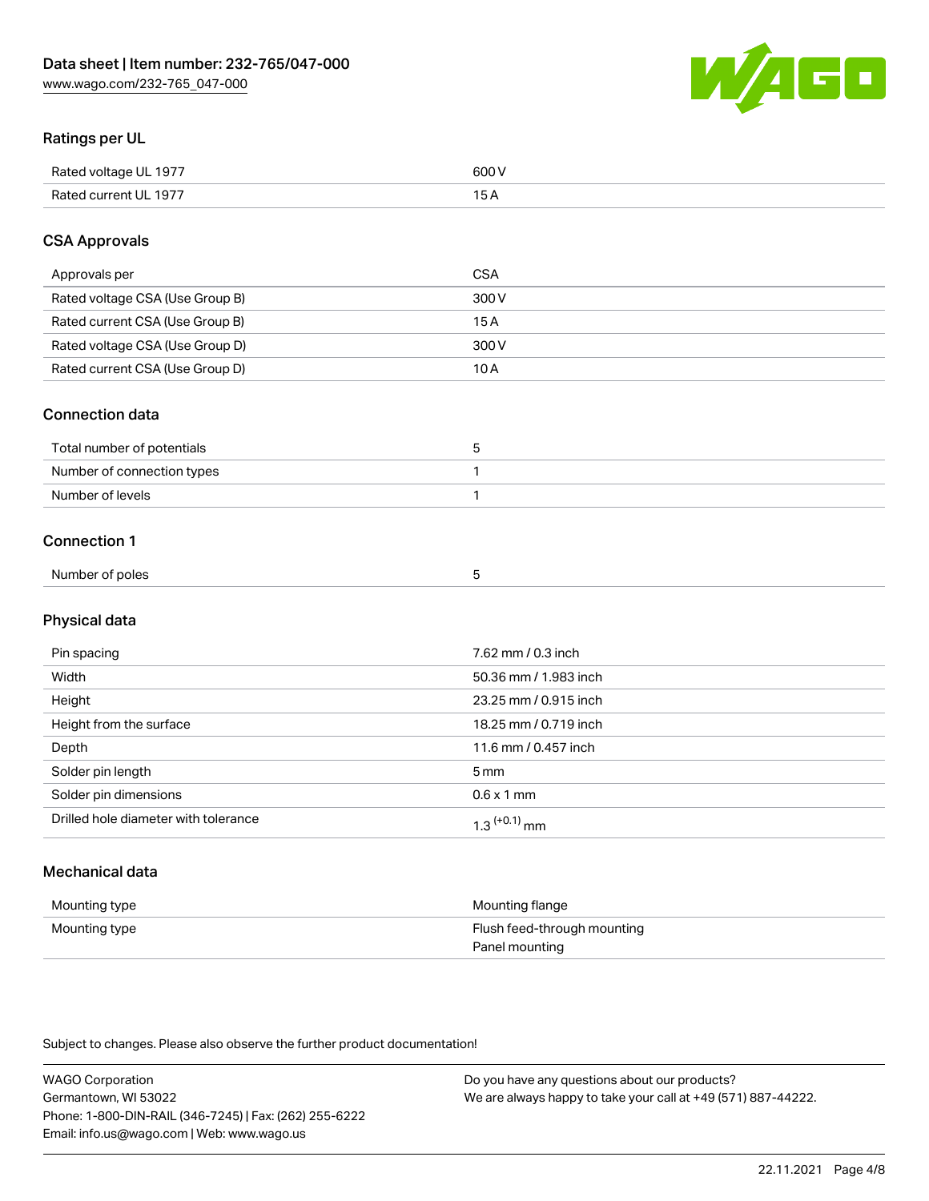## Ratings per UL

| | |
|---|---|
| Rated voltage UL 1977 | 600 V |
| Rated current UL 1977 | 15 A |

## CSA Approvals

| | |
|---|---|
| Approvals per | CSA |
| Rated voltage CSA (Use Group B) | 300 V |
| Rated current CSA (Use Group B) | 15 A |
| Rated voltage CSA (Use Group D) | 300 V |
| Rated current CSA (Use Group D) | 10 A |

## Connection data

| | |
|---|---|
| Total number of potentials | 5 |
| Number of connection types | 1 |
| Number of levels | 1 |

## Connection 1

| | |
|---|---|
| Number of poles | 5 |

## Physical data

| | |
|---|---|
| Pin spacing | 7.62 mm / 0.3 inch |
| Width | 50.36 mm / 1.983 inch |
| Height | 23.25 mm / 0.915 inch |
| Height from the surface | 18.25 mm / 0.719 inch |
| Depth | 11.6 mm / 0.457 inch |
| Solder pin length | 5 mm |
| Solder pin dimensions | 0.6 x 1 mm |
| Drilled hole diameter with tolerance | $1.3^{(+0.1)}$ mm |

## Mechanical data

| | |
|---|---|
| Mounting type | Mounting flange |
| Mounting type | Flush feed-through mounting<br>Panel mounting |

Subject to changes. Please also observe the further product documentation!

WAGO Corporation
Germantown, WI 53022
Phone: 1-800-DIN-RAIL (346-7245) | Fax: (262) 255-6222
Email: info.us@wago.com | Web: www.wago.us

Do you have any questions about our products?
We are always happy to take your call at +49 (571) 887-44222.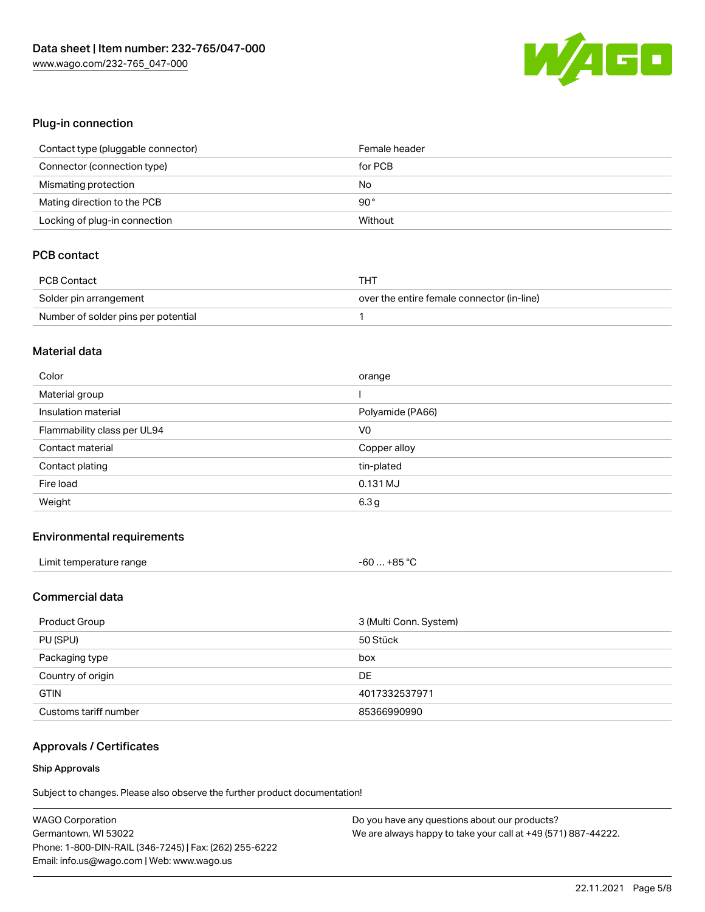## Plug-in connection

| | |
|---|---|
| Contact type (pluggable connector) | Female header |
| Connector (connection type) | for PCB |
| Mismating protection | No |
| Mating direction to the PCB | 90 ° |
| Locking of plug-in connection | Without |

## PCB contact

| | |
|---|---|
| PCB Contact | THT |
| Solder pin arrangement | over the entire female connector (in-line) |
| Number of solder pins per potential | 1 |

## Material data

| | |
|---|---|
| Color | orange |
| Material group | I |
| Insulation material | Polyamide (PA66) |
| Flammability class per UL94 | V0 |
| Contact material | Copper alloy |
| Contact plating | tin-plated |
| Fire load | 0.131 MJ |
| Weight | 6.3 g |

## Environmental requirements

| | |
|---|---|
| Limit temperature range | -60 … +85 °C |

## Commercial data

| | |
|---|---|
| Product Group | 3 (Multi Conn. System) |
| PU (SPU) | 50 Stück |
| Packaging type | box |
| Country of origin | DE |
| GTIN | 4017332537971 |
| Customs tariff number | 85366990990 |

## Approvals / Certificates

### Ship Approvals

Subject to changes. Please also observe the further product documentation!

WAGO Corporation
Germantown, WI 53022
Phone: 1-800-DIN-RAIL (346-7245) | Fax: (262) 255-6222
Email: info.us@wago.com | Web: www.wago.us

Do you have any questions about our products?
We are always happy to take your call at +49 (571) 887-44222.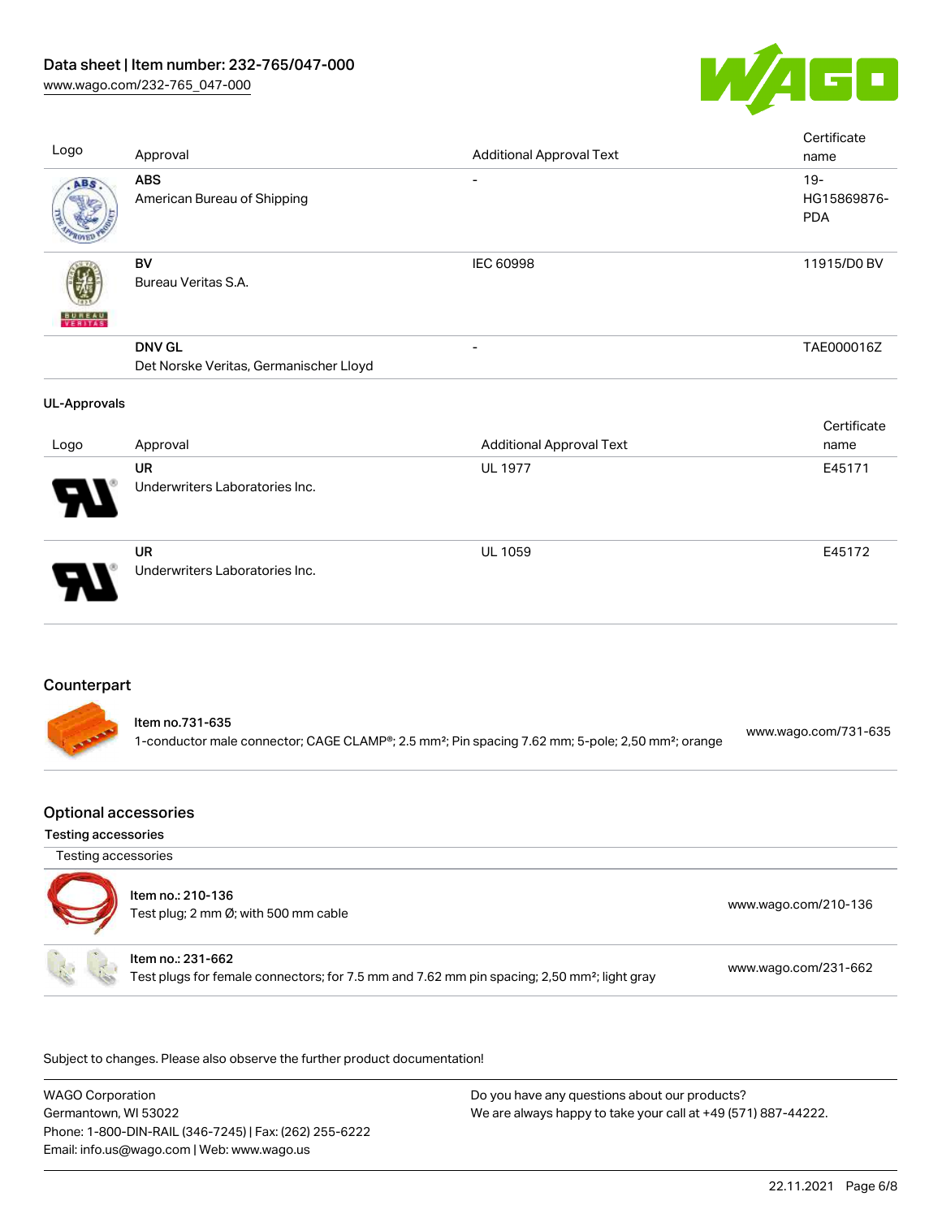| Logo | Approval | Additional Approval Text | Certificate name |
|---|---|---|---|
| | **ABS**<br>American Bureau of Shipping | - | 19-HG15869876-PDA |
| | **BV**<br>Bureau Veritas S.A. | IEC 60998 | 11915/D0 BV |
| | **DNV GL**<br>Det Norske Veritas, Germanischer Lloyd | - | TAE000016Z |

**UL-Approvals**

| Logo | Approval | Additional Approval Text | Certificate name |
|---|---|---|---|
| | **UR**<br>Underwriters Laboratories Inc. | UL 1977 | E45171 |
| | **UR**<br>Underwriters Laboratories Inc. | UL 1059 | E45172 |

## Counterpart

| | | |
|---|---|---|
| | **Item no.731-635**<br>1-conductor male connector; CAGE CLAMP®; 2.5 mm²; Pin spacing 7.62 mm; 5-pole; 2,50 mm²; orange | www.wago.com/731-635 |

## Optional accessories

### Testing accessories

Testing accessories

| | | |
|---|---|---|
| | **Item no.: 210-136**<br>Test plug; 2 mm Ø; with 500 mm cable | www.wago.com/210-136 |
| | **Item no.: 231-662**<br>Test plugs for female connectors; for 7.5 mm and 7.62 mm pin spacing; 2,50 mm²; light gray | www.wago.com/231-662 |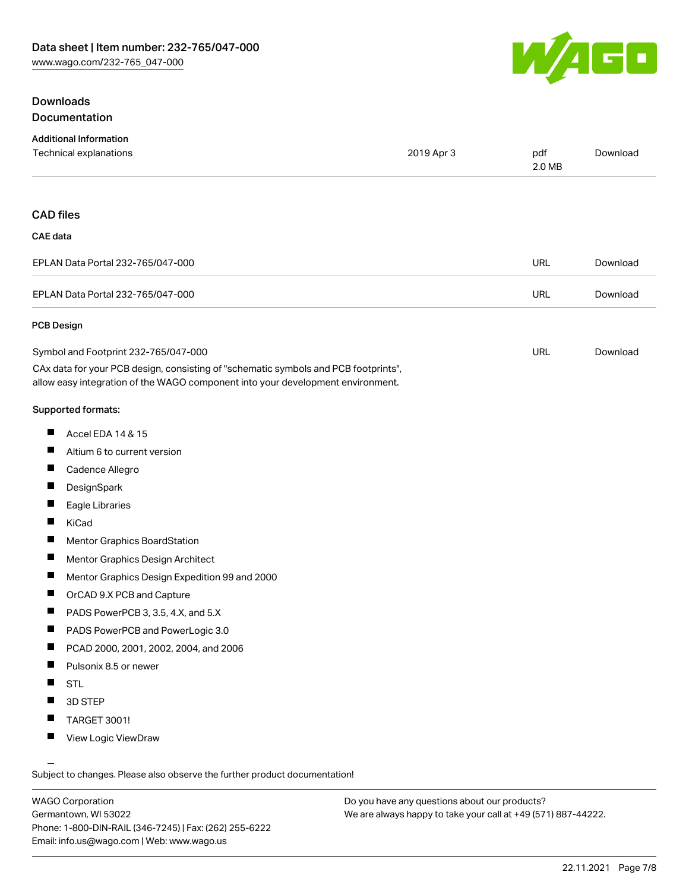## Downloads

### Documentation

**Additional Information**

| Technical explanations | 2019 Apr 3 | pdf 2.0 MB | Download |
| --- | --- | --- | --- |

## CAD files

**CAE data**

| EPLAN Data Portal 232-765/047-000 | URL | Download |
| --- | --- | --- |
| EPLAN Data Portal 232-765/047-000 | URL | Download |

**PCB Design**

| Symbol and Footprint 232-765/047-000 | URL | Download |
| --- | --- | --- |

CAx data for your PCB design, consisting of "schematic symbols and PCB footprints", allow easy integration of the WAGO component into your development environment.

**Supported formats:**

- Accel EDA 14 & 15
- Altium 6 to current version
- Cadence Allegro
- DesignSpark
- Eagle Libraries
- KiCad
- Mentor Graphics BoardStation
- Mentor Graphics Design Architect
- Mentor Graphics Design Expedition 99 and 2000
- OrCAD 9.X PCB and Capture
- PADS PowerPCB 3, 3.5, 4.X, and 5.X
- PADS PowerPCB and PowerLogic 3.0
- PCAD 2000, 2001, 2002, 2004, and 2006
- Pulsonix 8.5 or newer
- STL
- 3D STEP
- TARGET 3001!
- View Logic ViewDraw

Subject to changes. Please also observe the further product documentation!

WAGO Corporation
Germantown, WI 53022
Phone: 1-800-DIN-RAIL (346-7245) | Fax: (262) 255-6222
Email: info.us@wago.com | Web: www.wago.us

Do you have any questions about our products?
We are always happy to take your call at +49 (571) 887-44222.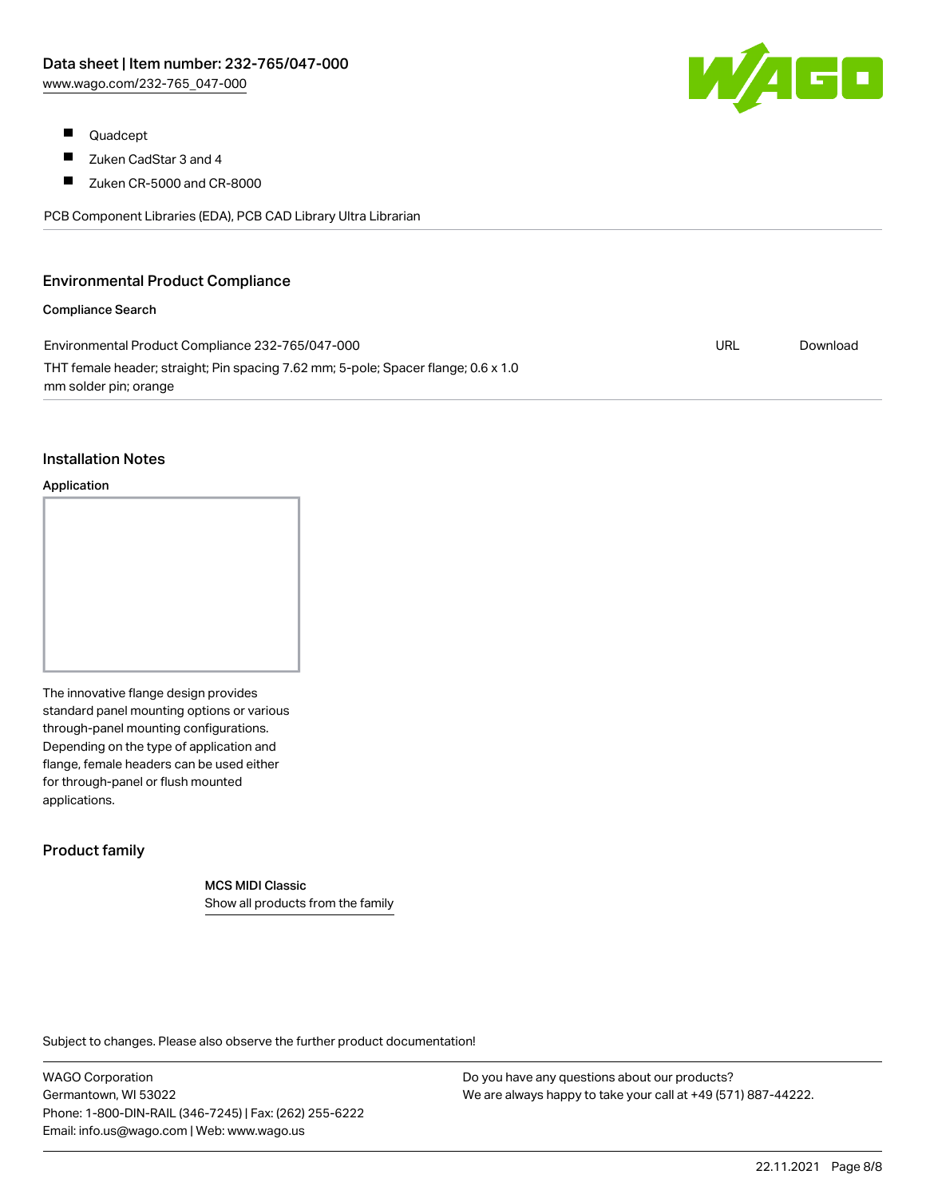- Quadcept
- Zuken CadStar 3 and 4
- Zuken CR-5000 and CR-8000

PCB Component Libraries (EDA), PCB CAD Library Ultra Librarian

## Environmental Product Compliance

### Compliance Search

| | | |
|---|---|---|
| Environmental Product Compliance 232-765/047-000<br>THT female header; straight; Pin spacing 7.62 mm; 5-pole; Spacer flange; 0.6 x 1.0 mm solder pin; orange | URL | Download |

## Installation Notes

### Application

The innovative flange design provides standard panel mounting options or various through-panel mounting configurations. Depending on the type of application and flange, female headers can be used either for through-panel or flush mounted applications.

## Product family

**MCS MIDI Classic**
Show all products from the family

Subject to changes. Please also observe the further product documentation!

WAGO Corporation
Germantown, WI 53022
Phone: 1-800-DIN-RAIL (346-7245) | Fax: (262) 255-6222
Email: info.us@wago.com | Web: www.wago.us

Do you have any questions about our products?
We are always happy to take your call at +49 (571) 887-44222.